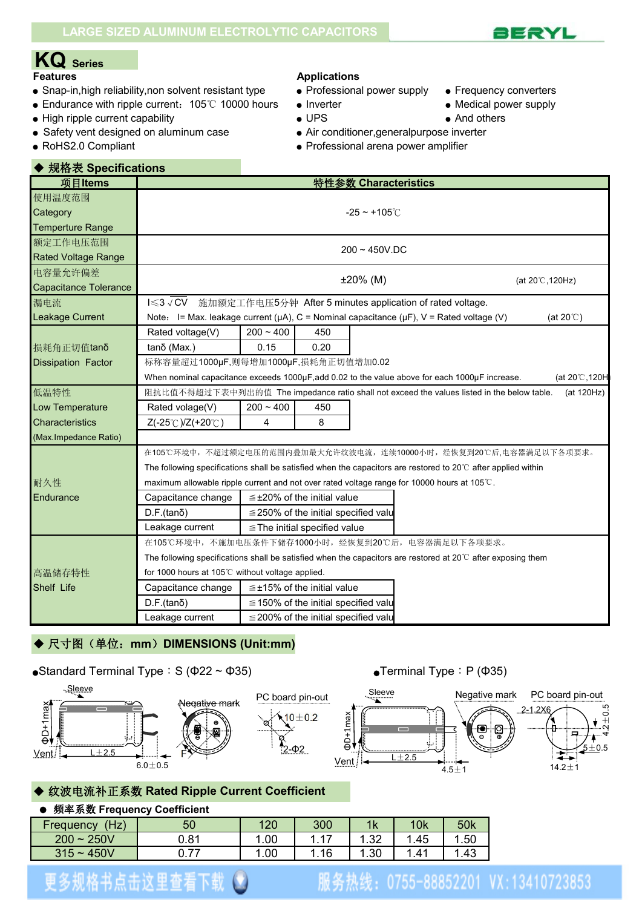LARGE SIZED ALUMINUM ELECTROLYTIC CAPACITORS

BERYL

# KQ Series

**Features**

- Snap-in,high reliability,non solvent resistant type
- Endurance with ripple current：105℃ 10000 hours
- High ripple current capability
- Safety vent designed on aluminum case
- RoHS2.0 Compliant

**Applications**

- Professional power supply
- Inverter
- UPS
- Air conditioner,generalpurpose inverter
- Professional arena power amplifier
- Frequency converters
- Medical power supply
- And others

## ◆ 规格表 Specifications

| 项目Items | 特性参数 Characteristics | | |
|---|---|---|---|
| 使用温度范围 Category Temperture Range | -25 ~ +105℃ | | |
| 额定工作电压范围 Rated Voltage Range | 200 ~ 450V.DC | | |
| 电容量允许偏差 Capacitance Tolerance | ±20% (M) (at 20℃,120Hz) | | |
| 漏电流 Leakage Current | I≤3 √CV 施加额定工作电压5分钟 After 5 minutes application of rated voltage. Note: I= Max. leakage current (μA), C = Nominal capacitance (μF), V = Rated voltage (V) (at 20℃) | | |
| 损耗角正切值tanδ Dissipation Factor | Rated voltage(V) | 200 ~ 400 | 450 |
| | tanδ (Max.) | 0.15 | 0.20 |
| | 标称容量超过1000μF,则每增加1000μF,损耗角正切值增加0.02 When nominal capacitance exceeds 1000μF,add 0.02 to the value above for each 1000μF increase. (at 20℃,120Hz) | | |
| 低温特性 Low Temperature Characteristics (Max.Impedance Ratio) | 阻抗比值不得超过下表中列出的值 The impedance ratio shall not exceed the values listed in the below table. (at 120Hz) | | |
| | Rated volage(V) | 200 ~ 400 | 450 |
| | Z(-25℃)/Z(+20℃) | 4 | 8 |
| 耐久性 Endurance | 在105℃环境中，不超过额定电压的范围内叠加最大允许纹波电流，连续10000小时，经恢复到20℃后,电容器满足以下各项要求。 The following specifications shall be satisfied when the capacitors are restored to 20℃ after applied within maximum allowable ripple current and not over rated voltage range for 10000 hours at 105℃. | | |
| | Capacitance change | ≦±20% of the initial value | |
| | D.F.(tanδ) | ≦250% of the initial specified value | |
| | Leakage current | ≦The initial specified value | |
| 高温储存特性 Shelf Life | 在105℃环境中，不施加电压条件下储存1000小时，经恢复到20℃后，电容器满足以下各项要求。 The following specifications shall be satisfied when the capacitors are restored at 20℃ after exposing them for 1000 hours at 105℃ without voltage applied. | | |
| | Capacitance change | ≦±15% of the initial value | |
| | D.F.(tanδ) | ≦150% of the initial specified value | |
| | Leakage current | ≦200% of the initial specified value | |

## ◆ 尺寸图（单位：mm）DIMENSIONS (Unit:mm)

- Standard Terminal Type：S (Φ22 ~ Φ35)
- Terminal Type：P (Φ35)

Sleeve, Negative mark, PC board pin-out, ΦD+1max, Vent, L±2.5, F, 6.0±0.5, 10±0.2, 2-Φ2, 4.5±1, 2-1.2X6, 4.2±0.5, 5±0.5, 14.2±1

## ◆ 纹波电流补正系数 Rated Ripple Current Coefficient

● 频率系数 Frequency Coefficient

| Frequency (Hz) | 50 | 120 | 300 | 1k | 10k | 50k |
|---|---|---|---|---|---|---|
| 200 ~ 250V | 0.81 | 1.00 | 1.17 | 1.32 | 1.45 | 1.50 |
| 315 ~ 450V | 0.77 | 1.00 | 1.16 | 1.30 | 1.41 | 1.43 |

更多规格书点击这里查看下载 服务热线：0755-88852201 VX:13410723853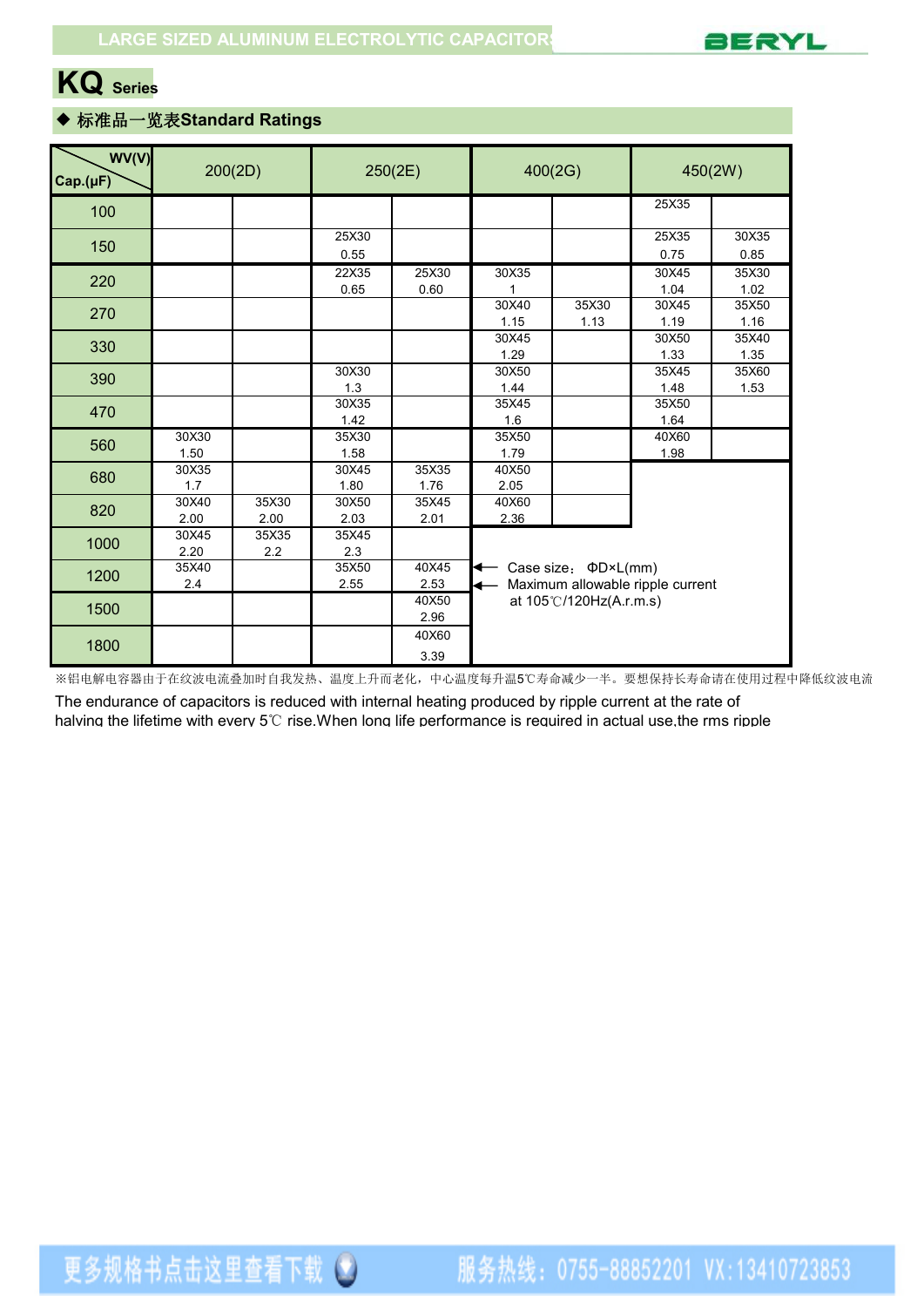# KQ Series

◆ 标准品一览表Standard Ratings

| WV(V) / Cap.(μF) | 200(2D) | | 250(2E) | | 400(2G) | | 450(2W) | |
|---|---|---|---|---|---|---|---|---|
| 100 | | | | | | | 25X35 | |
| 150 | | | 25X30 0.55 | | | | 25X35 0.75 | 30X35 0.85 |
| 220 | | | 22X35 0.65 | 25X30 0.60 | 30X35 1 | | 30X45 1.04 | 35X30 1.02 |
| 270 | | | | | 30X40 1.15 | 35X30 1.13 | 30X45 1.19 | 35X50 1.16 |
| 330 | | | | | 30X45 1.29 | | 30X50 1.33 | 35X40 1.35 |
| 390 | | | 30X30 1.3 | | 30X50 1.44 | | 35X45 1.48 | 35X60 1.53 |
| 470 | | | 30X35 1.42 | | 35X45 1.6 | | 35X50 1.64 | |
| 560 | 30X30 1.50 | | 35X30 1.58 | | 35X50 1.79 | | 40X60 1.98 | |
| 680 | 30X35 1.7 | | 30X45 1.80 | 35X35 1.76 | 40X50 2.05 | | | |
| 820 | 30X40 2.00 | 35X30 2.00 | 30X50 2.03 | 35X45 2.01 | 40X60 2.36 | | | |
| 1000 | 30X45 2.20 | 35X35 2.2 | 35X45 2.3 | | | | | |
| 1200 | 35X40 2.4 | | 35X50 2.55 | 40X45 2.53 | | | | |
| 1500 | | | | 40X50 2.96 | | | | |
| 1800 | | | | 40X60 3.39 | | | | |

← Case size：ΦD×L(mm)
← Maximum allowable ripple current at 105℃/120Hz(A.r.m.s)

※铝电解电容器由于在纹波电流叠加时自我发热、温度上升而老化，中心温度每升温5℃寿命减少一半。要想保持长寿命请在使用过程中降低纹波电流

The endurance of capacitors is reduced with internal heating produced by ripple current at the rate of halving the lifetime with every 5℃ rise.When long life performance is required in actual use,the rms ripple